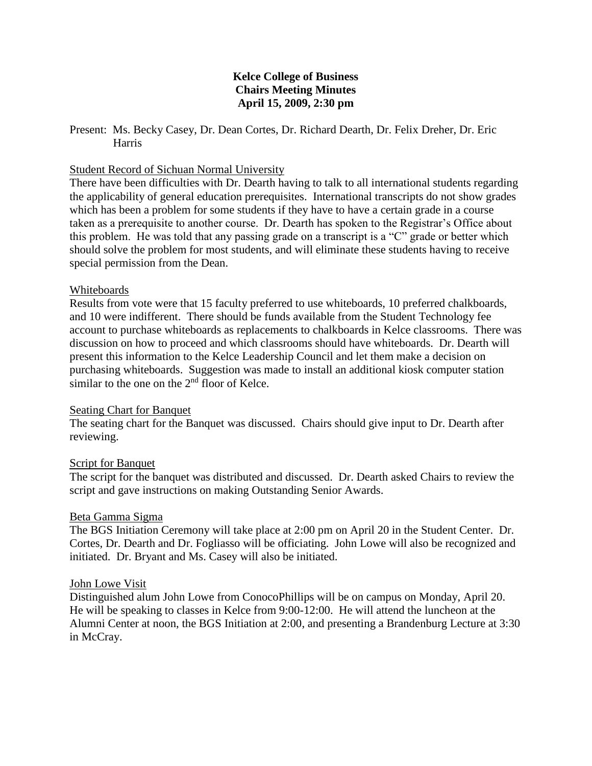**Kelce College of Business**
**Chairs Meeting Minutes**
**April 15, 2009, 2:30 pm**

Present: Ms. Becky Casey, Dr. Dean Cortes, Dr. Richard Dearth, Dr. Felix Dreher, Dr. Eric Harris

<u>Student Record of Sichuan Normal University</u>

There have been difficulties with Dr. Dearth having to talk to all international students regarding the applicability of general education prerequisites. International transcripts do not show grades which has been a problem for some students if they have to have a certain grade in a course taken as a prerequisite to another course. Dr. Dearth has spoken to the Registrar's Office about this problem. He was told that any passing grade on a transcript is a "C" grade or better which should solve the problem for most students, and will eliminate these students having to receive special permission from the Dean.

<u>Whiteboards</u>

Results from vote were that 15 faculty preferred to use whiteboards, 10 preferred chalkboards, and 10 were indifferent. There should be funds available from the Student Technology fee account to purchase whiteboards as replacements to chalkboards in Kelce classrooms. There was discussion on how to proceed and which classrooms should have whiteboards. Dr. Dearth will present this information to the Kelce Leadership Council and let them make a decision on purchasing whiteboards. Suggestion was made to install an additional kiosk computer station similar to the one on the 2nd floor of Kelce.

<u>Seating Chart for Banquet</u>

The seating chart for the Banquet was discussed. Chairs should give input to Dr. Dearth after reviewing.

<u>Script for Banquet</u>

The script for the banquet was distributed and discussed. Dr. Dearth asked Chairs to review the script and gave instructions on making Outstanding Senior Awards.

<u>Beta Gamma Sigma</u>

The BGS Initiation Ceremony will take place at 2:00 pm on April 20 in the Student Center. Dr. Cortes, Dr. Dearth and Dr. Fogliasso will be officiating. John Lowe will also be recognized and initiated. Dr. Bryant and Ms. Casey will also be initiated.

<u>John Lowe Visit</u>

Distinguished alum John Lowe from ConocoPhillips will be on campus on Monday, April 20. He will be speaking to classes in Kelce from 9:00-12:00. He will attend the luncheon at the Alumni Center at noon, the BGS Initiation at 2:00, and presenting a Brandenburg Lecture at 3:30 in McCray.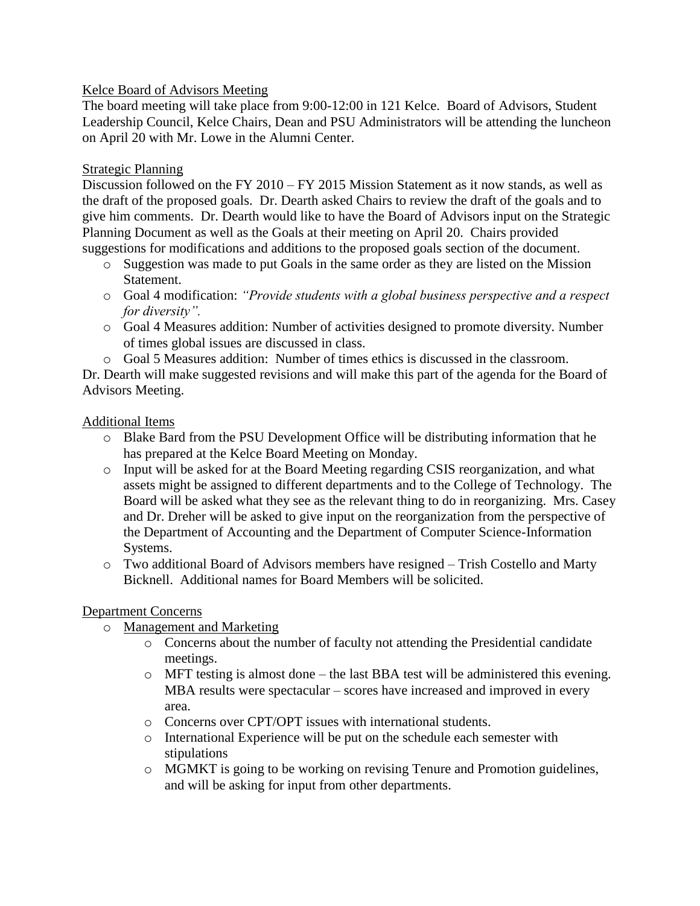Kelce Board of Advisors Meeting

The board meeting will take place from 9:00-12:00 in 121 Kelce. Board of Advisors, Student Leadership Council, Kelce Chairs, Dean and PSU Administrators will be attending the luncheon on April 20 with Mr. Lowe in the Alumni Center.

Strategic Planning

Discussion followed on the FY 2010 – FY 2015 Mission Statement as it now stands, as well as the draft of the proposed goals. Dr. Dearth asked Chairs to review the draft of the goals and to give him comments. Dr. Dearth would like to have the Board of Advisors input on the Strategic Planning Document as well as the Goals at their meeting on April 20. Chairs provided suggestions for modifications and additions to the proposed goals section of the document.

- Suggestion was made to put Goals in the same order as they are listed on the Mission Statement.
- Goal 4 modification: *"Provide students with a global business perspective and a respect for diversity".*
- Goal 4 Measures addition: Number of activities designed to promote diversity. Number of times global issues are discussed in class.
- Goal 5 Measures addition: Number of times ethics is discussed in the classroom.

Dr. Dearth will make suggested revisions and will make this part of the agenda for the Board of Advisors Meeting.

Additional Items

- Blake Bard from the PSU Development Office will be distributing information that he has prepared at the Kelce Board Meeting on Monday.
- Input will be asked for at the Board Meeting regarding CSIS reorganization, and what assets might be assigned to different departments and to the College of Technology. The Board will be asked what they see as the relevant thing to do in reorganizing. Mrs. Casey and Dr. Dreher will be asked to give input on the reorganization from the perspective of the Department of Accounting and the Department of Computer Science-Information Systems.
- Two additional Board of Advisors members have resigned – Trish Costello and Marty Bicknell. Additional names for Board Members will be solicited.

Department Concerns

- Management and Marketing
  - Concerns about the number of faculty not attending the Presidential candidate meetings.
  - MFT testing is almost done – the last BBA test will be administered this evening. MBA results were spectacular – scores have increased and improved in every area.
  - Concerns over CPT/OPT issues with international students.
  - International Experience will be put on the schedule each semester with stipulations
  - MGMKT is going to be working on revising Tenure and Promotion guidelines, and will be asking for input from other departments.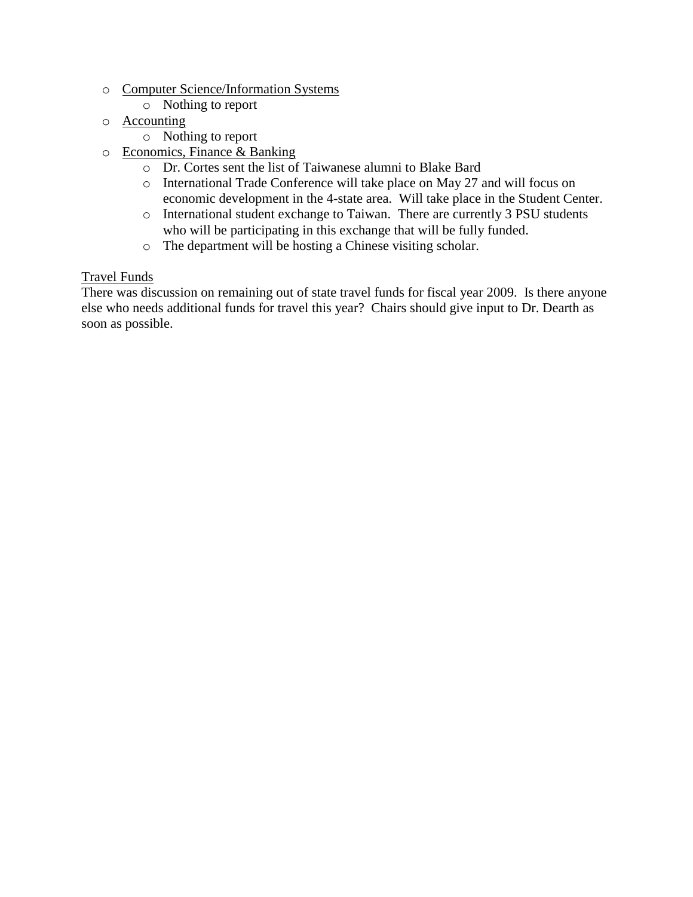- Computer Science/Information Systems
  - Nothing to report
- Accounting
  - Nothing to report
- Economics, Finance & Banking
  - Dr. Cortes sent the list of Taiwanese alumni to Blake Bard
  - International Trade Conference will take place on May 27 and will focus on economic development in the 4-state area.  Will take place in the Student Center.
  - International student exchange to Taiwan.  There are currently 3 PSU students who will be participating in this exchange that will be fully funded.
  - The department will be hosting a Chinese visiting scholar.

Travel Funds

There was discussion on remaining out of state travel funds for fiscal year 2009.  Is there anyone else who needs additional funds for travel this year?  Chairs should give input to Dr. Dearth as soon as possible.